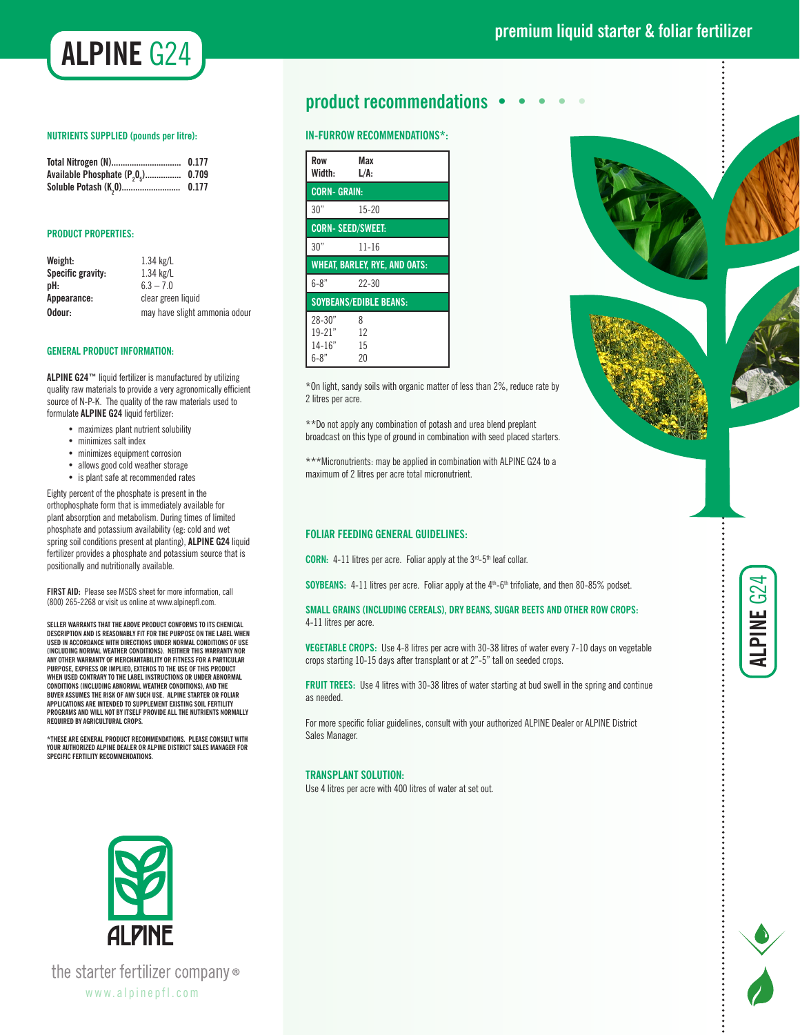# ALPINE G24

premium liquid starter & foliar fertilizer

#### NUTRIENTS SUPPLIED (pounds per litre):

| | |
|---|---|
| Total Nitrogen (N) | 0.177 |
| Available Phosphate ($P_2O_5$) | 0.709 |
| Soluble Potash ($K_2O$) | 0.177 |

#### PRODUCT PROPERTIES:

| | |
|---|---|
| **Weight:** | 1.34 kg/L |
| **Specific gravity:** | 1.34 kg/L |
| **pH:** | 6.3 – 7.0 |
| **Appearance:** | clear green liquid |
| **Odour:** | may have slight ammonia odour |

#### GENERAL PRODUCT INFORMATION:

**ALPINE G24**™ liquid fertilizer is manufactured by utilizing quality raw materials to provide a very agronomically efficient source of N-P-K. The quality of the raw materials used to formulate **ALPINE G24** liquid fertilizer:

- maximizes plant nutrient solubility
- minimizes salt index
- minimizes equipment corrosion
- allows good cold weather storage
- is plant safe at recommended rates

Eighty percent of the phosphate is present in the orthophosphate form that is immediately available for plant absorption and metabolism. During times of limited phosphate and potassium availability (eg: cold and wet spring soil conditions present at planting), **ALPINE G24** liquid fertilizer provides a phosphate and potassium source that is positionally and nutritionally available.

**FIRST AID:** Please see MSDS sheet for more information, call (800) 265-2268 or visit us online at www.alpinepfl.com.

SELLER WARRANTS THAT THE ABOVE PRODUCT CONFORMS TO ITS CHEMICAL DESCRIPTION AND IS REASONABLY FIT FOR THE PURPOSE ON THE LABEL WHEN USED IN ACCORDANCE WITH DIRECTIONS UNDER NORMAL CONDITIONS OF USE (INCLUDING NORMAL WEATHER CONDITIONS). NEITHER THIS WARRANTY NOR ANY OTHER WARRANTY OF MERCHANTABILITY OR FITNESS FOR A PARTICULAR PURPOSE, EXPRESS OR IMPLIED, EXTENDS TO THE USE OF THIS PRODUCT WHEN USED CONTRARY TO THE LABEL INSTRUCTIONS OR UNDER ABNORMAL CONDITIONS (INCLUDING ABNORMAL WEATHER CONDITIONS), AND THE BUYER ASSUMES THE RISK OF ANY SUCH USE. ALPINE STARTER OR FOLIAR APPLICATIONS ARE INTENDED TO SUPPLEMENT EXISTING SOIL FERTILITY PROGRAMS AND WILL NOT BY ITSELF PROVIDE ALL THE NUTRIENTS NORMALLY REQUIRED BY AGRICULTURAL CROPS.

*THESE ARE GENERAL PRODUCT RECOMMENDATIONS. PLEASE CONSULT WITH YOUR AUTHORIZED ALPINE DEALER OR ALPINE DISTRICT SALES MANAGER FOR SPECIFIC FERTILITY RECOMMENDATIONS.

ALPINE

the starter fertilizer company®

www.alpinepfl.com

## product recommendations

#### IN-FURROW RECOMMENDATIONS*:

| Row Width: | Max L/A: |
|---|---|
| **CORN- GRAIN:** | |
| 30" | 15-20 |
| **CORN- SEED/SWEET:** | |
| 30" | 11-16 |
| **WHEAT, BARLEY, RYE, AND OATS:** | |
| 6-8" | 22-30 |
| **SOYBEANS/EDIBLE BEANS:** | |
| 28-30" | 8 |
| 19-21" | 12 |
| 14-16" | 15 |
| 6-8" | 20 |

*On light, sandy soils with organic matter of less than 2%, reduce rate by 2 litres per acre.

**Do not apply any combination of potash and urea blend preplant broadcast on this type of ground in combination with seed placed starters.

***Micronutrients: may be applied in combination with ALPINE G24 to a maximum of 2 litres per acre total micronutrient.

#### FOLIAR FEEDING GENERAL GUIDELINES:

**CORN:** 4-11 litres per acre. Foliar apply at the 3rd-5th leaf collar.

**SOYBEANS:** 4-11 litres per acre. Foliar apply at the 4th-6th trifoliate, and then 80-85% podset.

**SMALL GRAINS (INCLUDING CEREALS), DRY BEANS, SUGAR BEETS AND OTHER ROW CROPS:** 4-11 litres per acre.

**VEGETABLE CROPS:** Use 4-8 litres per acre with 30-38 litres of water every 7-10 days on vegetable crops starting 10-15 days after transplant or at 2"-5" tall on seeded crops.

**FRUIT TREES:** Use 4 litres with 30-38 litres of water starting at bud swell in the spring and continue as needed.

For more specific foliar guidelines, consult with your authorized ALPINE Dealer or ALPINE District Sales Manager.

#### TRANSPLANT SOLUTION:

Use 4 litres per acre with 400 litres of water at set out.

ALPINE G24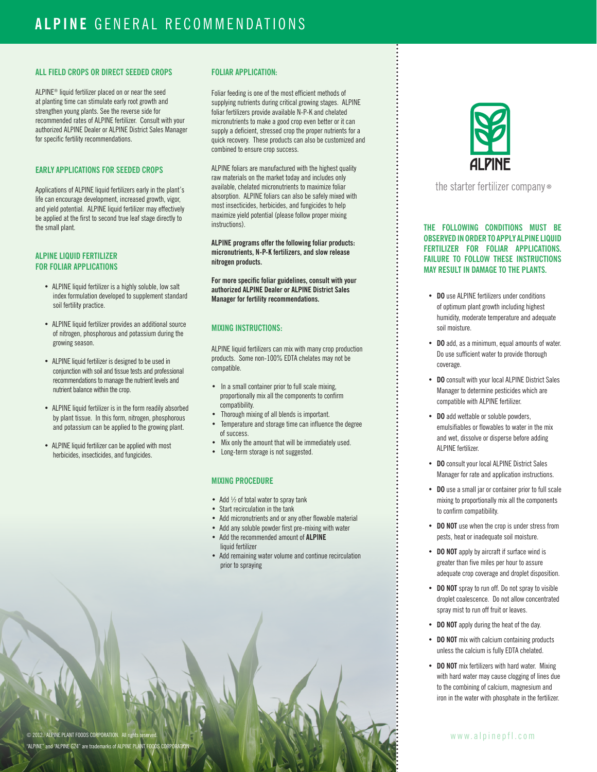# **ALPINE** GENERAL RECOMMENDATIONS

## ALL FIELD CROPS OR DIRECT SEEDED CROPS

ALPINE® liquid fertilizer placed on or near the seed at planting time can stimulate early root growth and strengthen young plants. See the reverse side for recommended rates of ALPINE fertilizer. Consult with your authorized ALPINE Dealer or ALPINE District Sales Manager for specific fertility recommendations.

## EARLY APPLICATIONS FOR SEEDED CROPS

Applications of ALPINE liquid fertilizers early in the plant's life can encourage development, increased growth, vigor, and yield potential. ALPINE liquid fertilizer may effectively be applied at the first to second true leaf stage directly to the small plant.

## ALPINE LIQUID FERTILIZER FOR FOLIAR APPLICATIONS

- ALPINE liquid fertilizer is a highly soluble, low salt index formulation developed to supplement standard soil fertility practice.
- ALPINE liquid fertilizer provides an additional source of nitrogen, phosphorous and potassium during the growing season.
- ALPINE liquid fertilizer is designed to be used in conjunction with soil and tissue tests and professional recommendations to manage the nutrient levels and nutrient balance within the crop.
- ALPINE liquid fertilizer is in the form readily absorbed by plant tissue. In this form, nitrogen, phosphorous and potassium can be applied to the growing plant.
- ALPINE liquid fertilizer can be applied with most herbicides, insecticides, and fungicides.

## FOLIAR APPLICATION:

Foliar feeding is one of the most efficient methods of supplying nutrients during critical growing stages. ALPINE foliar fertilizers provide available N-P-K and chelated micronutrients to make a good crop even better or it can supply a deficient, stressed crop the proper nutrients for a quick recovery. These products can also be customized and combined to ensure crop success.

ALPINE foliars are manufactured with the highest quality raw materials on the market today and includes only available, chelated micronutrients to maximize foliar absorption. ALPINE foliars can also be safely mixed with most insecticides, herbicides, and fungicides to help maximize yield potential (please follow proper mixing instructions).

**ALPINE programs offer the following foliar products: micronutrients, N-P-K fertilizers, and slow release nitrogen products.**

**For more specific foliar guidelines, consult with your authorized ALPINE Dealer or ALPINE District Sales Manager for fertility recommendations.**

## MIXING INSTRUCTIONS:

ALPINE liquid fertilizers can mix with many crop production products. Some non-100% EDTA chelates may not be compatible.

- In a small container prior to full scale mixing, proportionally mix all the components to confirm compatibility.
- Thorough mixing of all blends is important.
- Temperature and storage time can influence the degree of success.
- Mix only the amount that will be immediately used.
- Long-term storage is not suggested.

## MIXING PROCEDURE

- Add ½ of total water to spray tank
- Start recirculation in the tank
- Add micronutrients and or any other flowable material
- Add any soluble powder first pre-mixing with water
- Add the recommended amount of **ALPINE** liquid fertilizer
- Add remaining water volume and continue recirculation prior to spraying

ALPINE

the starter fertilizer company®

**THE FOLLOWING CONDITIONS MUST BE OBSERVED IN ORDER TO APPLY ALPINE LIQUID FERTILIZER FOR FOLIAR APPLICATIONS. FAILURE TO FOLLOW THESE INSTRUCTIONS MAY RESULT IN DAMAGE TO THE PLANTS.**

- **DO** use ALPINE fertilizers under conditions of optimum plant growth including highest humidity, moderate temperature and adequate soil moisture.
- **DO** add, as a minimum, equal amounts of water. Do use sufficient water to provide thorough coverage.
- **DO** consult with your local ALPINE District Sales Manager to determine pesticides which are compatible with ALPINE fertilizer.
- **DO** add wettable or soluble powders, emulsifiables or flowables to water in the mix and wet, dissolve or disperse before adding ALPINE fertilizer.
- **DO** consult your local ALPINE District Sales Manager for rate and application instructions.
- **DO** use a small jar or container prior to full scale mixing to proportionally mix all the components to confirm compatibility.
- **DO NOT** use when the crop is under stress from pests, heat or inadequate soil moisture.
- **DO NOT** apply by aircraft if surface wind is greater than five miles per hour to assure adequate crop coverage and droplet disposition.
- **DO NOT** spray to run off. Do not spray to visible droplet coalescence. Do not allow concentrated spray mist to run off fruit or leaves.
- **DO NOT** apply during the heat of the day.
- **DO NOT** mix with calcium containing products unless the calcium is fully EDTA chelated.
- **DO NOT** mix fertilizers with hard water. Mixing with hard water may cause clogging of lines due to the combining of calcium, magnesium and iron in the water with phosphate in the fertilizer.

www.alpinepfl.com

© 2012. ALPINE PLANT FOODS CORPORATION. All rights reserved.
"ALPINE" and "ALPINE G24" are trademarks of ALPINE PLANT FOODS CORPORATION.